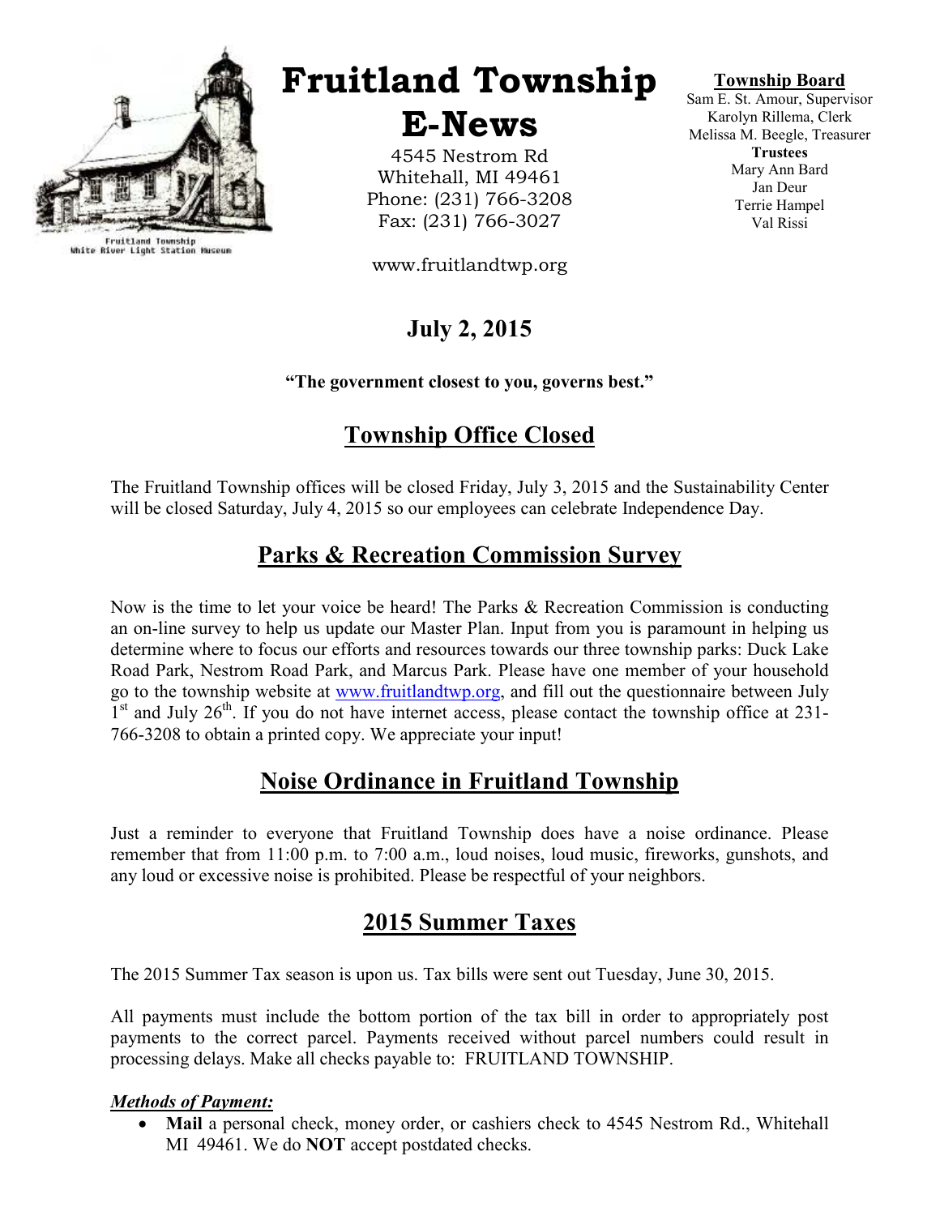Fruitland Township
White River Light Station Museum

# Fruitland Township E-News

4545 Nestrom Rd
Whitehall, MI 49461
Phone: (231) 766-3208
Fax: (231) 766-3027

www.fruitlandtwp.org

**Township Board**
Sam E. St. Amour, Supervisor
Karolyn Rillema, Clerk
Melissa M. Beegle, Treasurer
**Trustees**
Mary Ann Bard
Jan Deur
Terrie Hampel
Val Rissi

**July 2, 2015**

**"The government closest to you, governs best."**

## Township Office Closed

The Fruitland Township offices will be closed Friday, July 3, 2015 and the Sustainability Center will be closed Saturday, July 4, 2015 so our employees can celebrate Independence Day.

## Parks & Recreation Commission Survey

Now is the time to let your voice be heard! The Parks & Recreation Commission is conducting an on-line survey to help us update our Master Plan. Input from you is paramount in helping us determine where to focus our efforts and resources towards our three township parks: Duck Lake Road Park, Nestrom Road Park, and Marcus Park. Please have one member of your household go to the township website at www.fruitlandtwp.org, and fill out the questionnaire between July 1st and July 26th. If you do not have internet access, please contact the township office at 231-766-3208 to obtain a printed copy. We appreciate your input!

## Noise Ordinance in Fruitland Township

Just a reminder to everyone that Fruitland Township does have a noise ordinance. Please remember that from 11:00 p.m. to 7:00 a.m., loud noises, loud music, fireworks, gunshots, and any loud or excessive noise is prohibited. Please be respectful of your neighbors.

## 2015 Summer Taxes

The 2015 Summer Tax season is upon us. Tax bills were sent out Tuesday, June 30, 2015.

All payments must include the bottom portion of the tax bill in order to appropriately post payments to the correct parcel. Payments received without parcel numbers could result in processing delays. Make all checks payable to: FRUITLAND TOWNSHIP.

***Methods of Payment:***

- **Mail** a personal check, money order, or cashiers check to 4545 Nestrom Rd., Whitehall MI 49461. We do **NOT** accept postdated checks.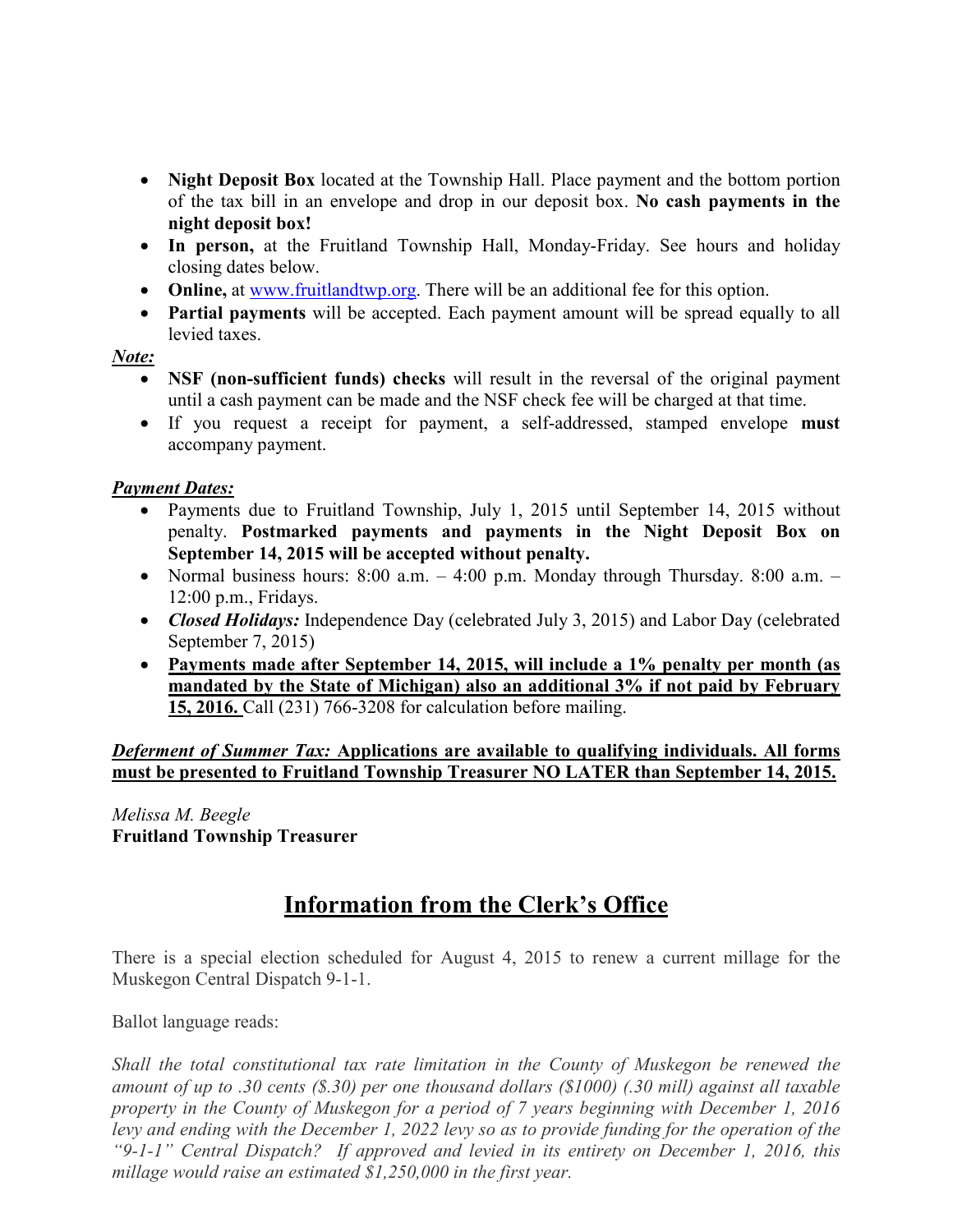- **Night Deposit Box** located at the Township Hall. Place payment and the bottom portion of the tax bill in an envelope and drop in our deposit box. **No cash payments in the night deposit box!**
- **In person,** at the Fruitland Township Hall, Monday-Friday. See hours and holiday closing dates below.
- **Online,** at [www.fruitlandtwp.org](http://www.fruitlandtwp.org). There will be an additional fee for this option.
- **Partial payments** will be accepted. Each payment amount will be spread equally to all levied taxes.

***Note:***

- **NSF (non-sufficient funds) checks** will result in the reversal of the original payment until a cash payment can be made and the NSF check fee will be charged at that time.
- If you request a receipt for payment, a self-addressed, stamped envelope **must** accompany payment.

***Payment Dates:***

- Payments due to Fruitland Township, July 1, 2015 until September 14, 2015 without penalty. **Postmarked payments and payments in the Night Deposit Box on September 14, 2015 will be accepted without penalty.**
- Normal business hours: 8:00 a.m. – 4:00 p.m. Monday through Thursday. 8:00 a.m. – 12:00 p.m., Fridays.
- ***Closed Holidays:*** Independence Day (celebrated July 3, 2015) and Labor Day (celebrated September 7, 2015)
- **Payments made after September 14, 2015, will include a 1% penalty per month (as mandated by the State of Michigan) also an additional 3% if not paid by February 15, 2016.** Call (231) 766-3208 for calculation before mailing.

***Deferment of Summer Tax:*** **Applications are available to qualifying individuals. All forms must be presented to Fruitland Township Treasurer NO LATER than September 14, 2015.**

*Melissa M. Beegle*
**Fruitland Township Treasurer**

## Information from the Clerk's Office

There is a special election scheduled for August 4, 2015 to renew a current millage for the Muskegon Central Dispatch 9-1-1.

Ballot language reads:

*Shall the total constitutional tax rate limitation in the County of Muskegon be renewed the amount of up to .30 cents ($.30) per one thousand dollars ($1000) (.30 mill) against all taxable property in the County of Muskegon for a period of 7 years beginning with December 1, 2016 levy and ending with the December 1, 2022 levy so as to provide funding for the operation of the "9-1-1" Central Dispatch? If approved and levied in its entirety on December 1, 2016, this millage would raise an estimated $1,250,000 in the first year.*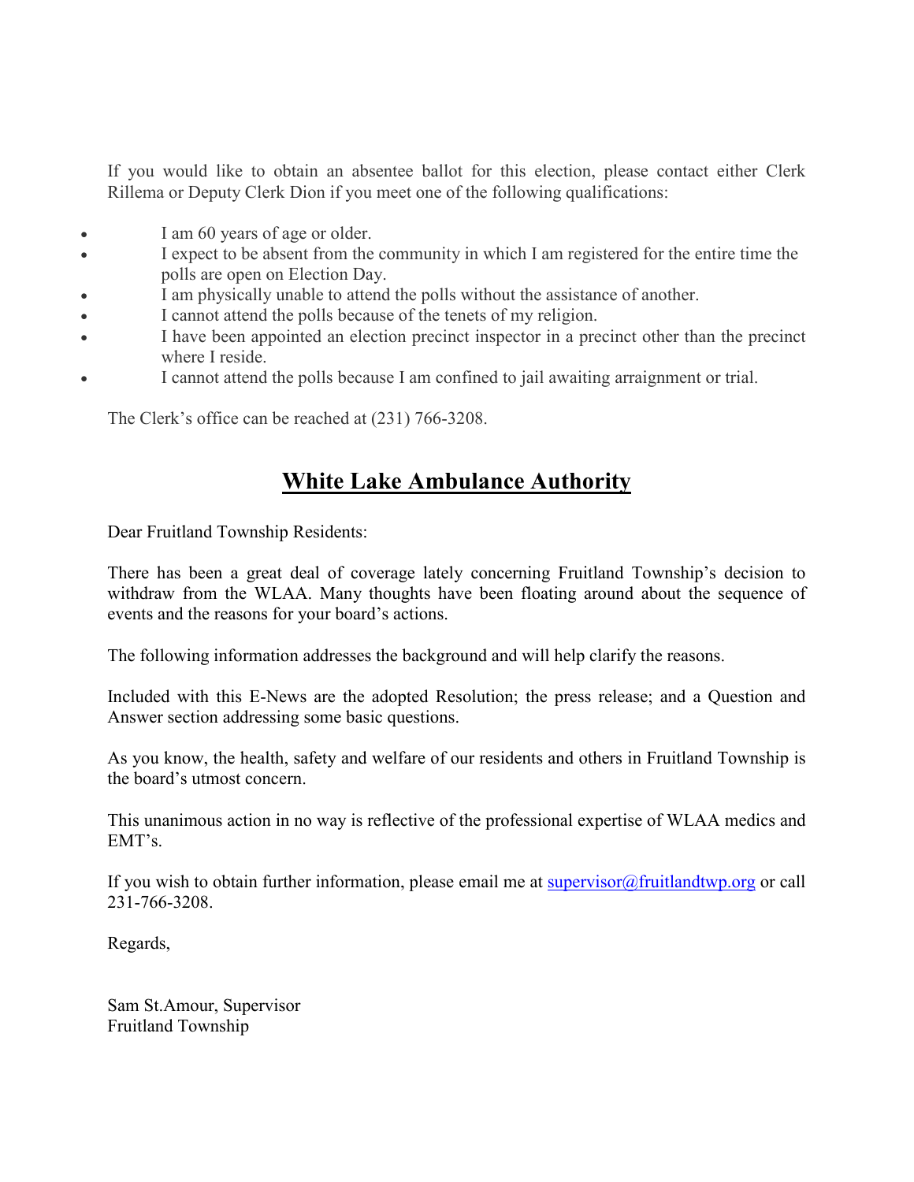If you would like to obtain an absentee ballot for this election, please contact either Clerk Rillema or Deputy Clerk Dion if you meet one of the following qualifications:

- I am 60 years of age or older.
- I expect to be absent from the community in which I am registered for the entire time the polls are open on Election Day.
- I am physically unable to attend the polls without the assistance of another.
- I cannot attend the polls because of the tenets of my religion.
- I have been appointed an election precinct inspector in a precinct other than the precinct where I reside.
- I cannot attend the polls because I am confined to jail awaiting arraignment or trial.

The Clerk's office can be reached at (231) 766-3208.

## White Lake Ambulance Authority

Dear Fruitland Township Residents:

There has been a great deal of coverage lately concerning Fruitland Township's decision to withdraw from the WLAA. Many thoughts have been floating around about the sequence of events and the reasons for your board's actions.

The following information addresses the background and will help clarify the reasons.

Included with this E-News are the adopted Resolution; the press release; and a Question and Answer section addressing some basic questions.

As you know, the health, safety and welfare of our residents and others in Fruitland Township is the board's utmost concern.

This unanimous action in no way is reflective of the professional expertise of WLAA medics and EMT's.

If you wish to obtain further information, please email me at supervisor@fruitlandtwp.org or call 231-766-3208.

Regards,

Sam St.Amour, Supervisor
Fruitland Township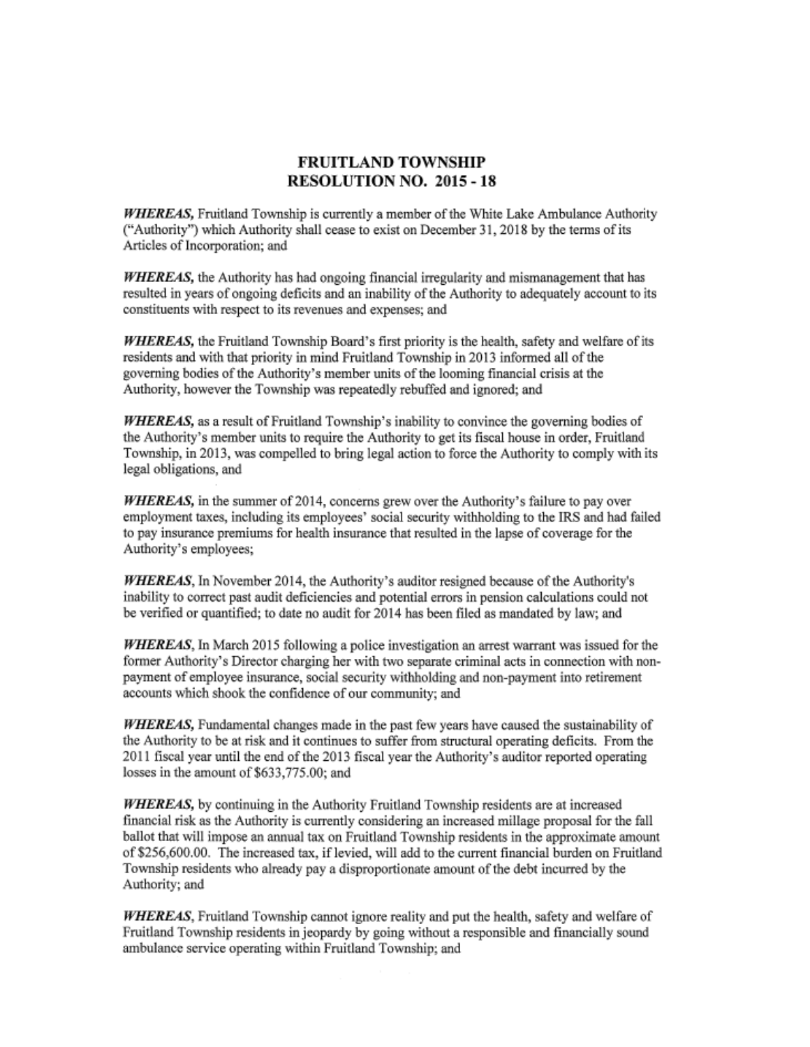# FRUITLAND TOWNSHIP
# RESOLUTION NO. 2015 - 18

***WHEREAS,*** Fruitland Township is currently a member of the White Lake Ambulance Authority ("Authority") which Authority shall cease to exist on December 31, 2018 by the terms of its Articles of Incorporation; and

***WHEREAS,*** the Authority has had ongoing financial irregularity and mismanagement that has resulted in years of ongoing deficits and an inability of the Authority to adequately account to its constituents with respect to its revenues and expenses; and

***WHEREAS,*** the Fruitland Township Board's first priority is the health, safety and welfare of its residents and with that priority in mind Fruitland Township in 2013 informed all of the governing bodies of the Authority's member units of the looming financial crisis at the Authority, however the Township was repeatedly rebuffed and ignored; and

***WHEREAS,*** as a result of Fruitland Township's inability to convince the governing bodies of the Authority's member units to require the Authority to get its fiscal house in order, Fruitland Township, in 2013, was compelled to bring legal action to force the Authority to comply with its legal obligations, and

***WHEREAS,*** in the summer of 2014, concerns grew over the Authority's failure to pay over employment taxes, including its employees' social security withholding to the IRS and had failed to pay insurance premiums for health insurance that resulted in the lapse of coverage for the Authority's employees;

***WHEREAS,*** In November 2014, the Authority's auditor resigned because of the Authority's inability to correct past audit deficiencies and potential errors in pension calculations could not be verified or quantified; to date no audit for 2014 has been filed as mandated by law; and

***WHEREAS,*** In March 2015 following a police investigation an arrest warrant was issued for the former Authority's Director charging her with two separate criminal acts in connection with non-payment of employee insurance, social security withholding and non-payment into retirement accounts which shook the confidence of our community; and

***WHEREAS,*** Fundamental changes made in the past few years have caused the sustainability of the Authority to be at risk and it continues to suffer from structural operating deficits. From the 2011 fiscal year until the end of the 2013 fiscal year the Authority's auditor reported operating losses in the amount of $633,775.00; and

***WHEREAS,*** by continuing in the Authority Fruitland Township residents are at increased financial risk as the Authority is currently considering an increased millage proposal for the fall ballot that will impose an annual tax on Fruitland Township residents in the approximate amount of $256,600.00. The increased tax, if levied, will add to the current financial burden on Fruitland Township residents who already pay a disproportionate amount of the debt incurred by the Authority; and

***WHEREAS,*** Fruitland Township cannot ignore reality and put the health, safety and welfare of Fruitland Township residents in jeopardy by going without a responsible and financially sound ambulance service operating within Fruitland Township; and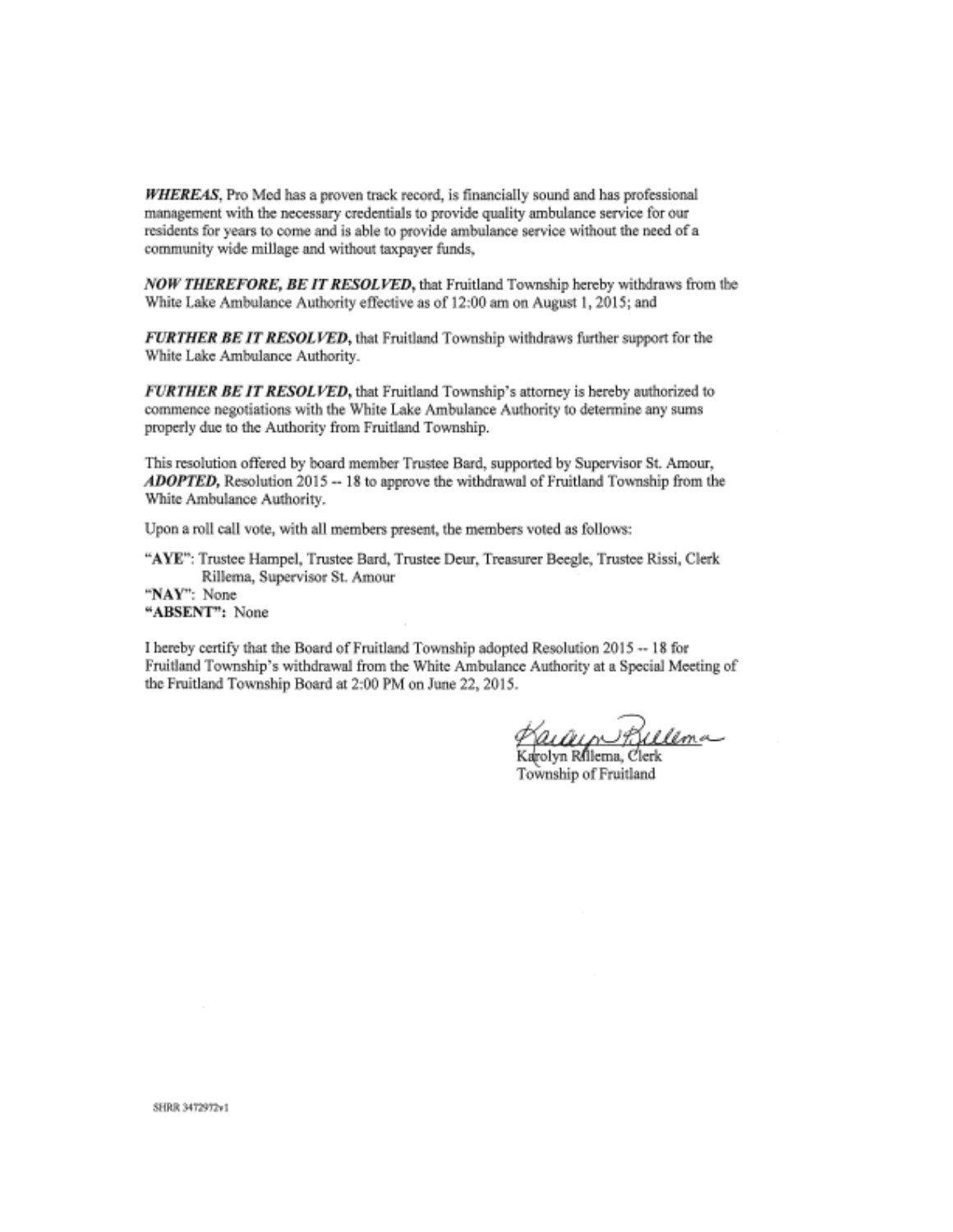***WHEREAS***, Pro Med has a proven track record, is financially sound and has professional management with the necessary credentials to provide quality ambulance service for our residents for years to come and is able to provide ambulance service without the need of a community wide millage and without taxpayer funds,

***NOW THEREFORE, BE IT RESOLVED***, that Fruitland Township hereby withdraws from the White Lake Ambulance Authority effective as of 12:00 am on August 1, 2015; and

***FURTHER BE IT RESOLVED***, that Fruitland Township withdraws further support for the White Lake Ambulance Authority.

***FURTHER BE IT RESOLVED***, that Fruitland Township's attorney is hereby authorized to commence negotiations with the White Lake Ambulance Authority to determine any sums properly due to the Authority from Fruitland Township.

This resolution offered by board member Trustee Bard, supported by Supervisor St. Amour, ***ADOPTED***, Resolution 2015 -- 18 to approve the withdrawal of Fruitland Township from the White Ambulance Authority.

Upon a roll call vote, with all members present, the members voted as follows:

**"AYE"**: Trustee Hampel, Trustee Bard, Trustee Deur, Treasurer Beegle, Trustee Rissi, Clerk Rillema, Supervisor St. Amour
**"NAY"**: None
**"ABSENT"**: None

I hereby certify that the Board of Fruitland Township adopted Resolution 2015 -- 18 for Fruitland Township's withdrawal from the White Ambulance Authority at a Special Meeting of the Fruitland Township Board at 2:00 PM on June 22, 2015.

Karolyn Rillema, Clerk
Township of Fruitland

SHRR 3472972v1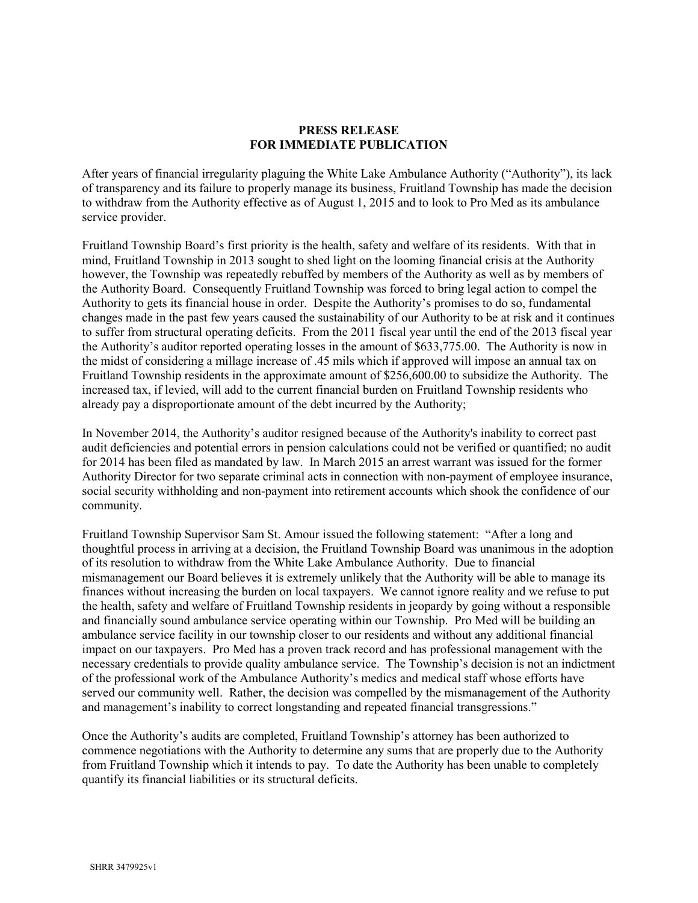**PRESS RELEASE**
**FOR IMMEDIATE PUBLICATION**

After years of financial irregularity plaguing the White Lake Ambulance Authority ("Authority"), its lack of transparency and its failure to properly manage its business, Fruitland Township has made the decision to withdraw from the Authority effective as of August 1, 2015 and to look to Pro Med as its ambulance service provider.

Fruitland Township Board's first priority is the health, safety and welfare of its residents. With that in mind, Fruitland Township in 2013 sought to shed light on the looming financial crisis at the Authority however, the Township was repeatedly rebuffed by members of the Authority as well as by members of the Authority Board. Consequently Fruitland Township was forced to bring legal action to compel the Authority to gets its financial house in order. Despite the Authority's promises to do so, fundamental changes made in the past few years caused the sustainability of our Authority to be at risk and it continues to suffer from structural operating deficits. From the 2011 fiscal year until the end of the 2013 fiscal year the Authority's auditor reported operating losses in the amount of $633,775.00. The Authority is now in the midst of considering a millage increase of .45 mils which if approved will impose an annual tax on Fruitland Township residents in the approximate amount of $256,600.00 to subsidize the Authority. The increased tax, if levied, will add to the current financial burden on Fruitland Township residents who already pay a disproportionate amount of the debt incurred by the Authority;

In November 2014, the Authority's auditor resigned because of the Authority's inability to correct past audit deficiencies and potential errors in pension calculations could not be verified or quantified; no audit for 2014 has been filed as mandated by law. In March 2015 an arrest warrant was issued for the former Authority Director for two separate criminal acts in connection with non-payment of employee insurance, social security withholding and non-payment into retirement accounts which shook the confidence of our community.

Fruitland Township Supervisor Sam St. Amour issued the following statement: "After a long and thoughtful process in arriving at a decision, the Fruitland Township Board was unanimous in the adoption of its resolution to withdraw from the White Lake Ambulance Authority. Due to financial mismanagement our Board believes it is extremely unlikely that the Authority will be able to manage its finances without increasing the burden on local taxpayers. We cannot ignore reality and we refuse to put the health, safety and welfare of Fruitland Township residents in jeopardy by going without a responsible and financially sound ambulance service operating within our Township. Pro Med will be building an ambulance service facility in our township closer to our residents and without any additional financial impact on our taxpayers. Pro Med has a proven track record and has professional management with the necessary credentials to provide quality ambulance service. The Township's decision is not an indictment of the professional work of the Ambulance Authority's medics and medical staff whose efforts have served our community well. Rather, the decision was compelled by the mismanagement of the Authority and management's inability to correct longstanding and repeated financial transgressions."

Once the Authority's audits are completed, Fruitland Township's attorney has been authorized to commence negotiations with the Authority to determine any sums that are properly due to the Authority from Fruitland Township which it intends to pay. To date the Authority has been unable to completely quantify its financial liabilities or its structural deficits.

SHRR 3479925v1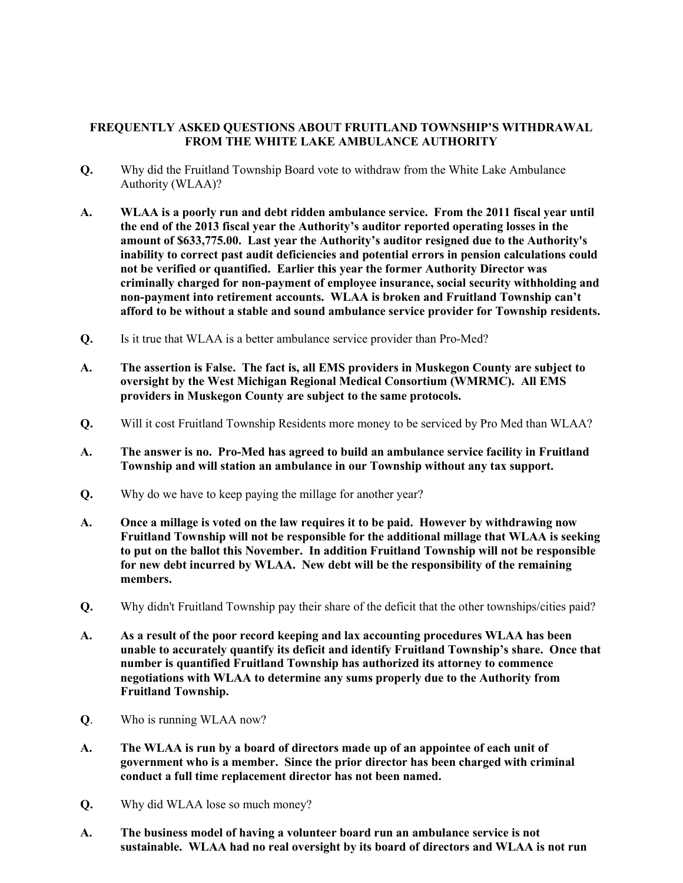# FREQUENTLY ASKED QUESTIONS ABOUT FRUITLAND TOWNSHIP'S WITHDRAWAL FROM THE WHITE LAKE AMBULANCE AUTHORITY

**Q.** Why did the Fruitland Township Board vote to withdraw from the White Lake Ambulance Authority (WLAA)?

**A. WLAA is a poorly run and debt ridden ambulance service. From the 2011 fiscal year until the end of the 2013 fiscal year the Authority's auditor reported operating losses in the amount of $633,775.00. Last year the Authority's auditor resigned due to the Authority's inability to correct past audit deficiencies and potential errors in pension calculations could not be verified or quantified. Earlier this year the former Authority Director was criminally charged for non-payment of employee insurance, social security withholding and non-payment into retirement accounts. WLAA is broken and Fruitland Township can't afford to be without a stable and sound ambulance service provider for Township residents.**

**Q.** Is it true that WLAA is a better ambulance service provider than Pro-Med?

**A. The assertion is False. The fact is, all EMS providers in Muskegon County are subject to oversight by the West Michigan Regional Medical Consortium (WMRMC). All EMS providers in Muskegon County are subject to the same protocols.**

**Q.** Will it cost Fruitland Township Residents more money to be serviced by Pro Med than WLAA?

**A. The answer is no. Pro-Med has agreed to build an ambulance service facility in Fruitland Township and will station an ambulance in our Township without any tax support.**

**Q.** Why do we have to keep paying the millage for another year?

**A. Once a millage is voted on the law requires it to be paid. However by withdrawing now Fruitland Township will not be responsible for the additional millage that WLAA is seeking to put on the ballot this November. In addition Fruitland Township will not be responsible for new debt incurred by WLAA. New debt will be the responsibility of the remaining members.**

**Q.** Why didn't Fruitland Township pay their share of the deficit that the other townships/cities paid?

**A. As a result of the poor record keeping and lax accounting procedures WLAA has been unable to accurately quantify its deficit and identify Fruitland Township's share. Once that number is quantified Fruitland Township has authorized its attorney to commence negotiations with WLAA to determine any sums properly due to the Authority from Fruitland Township.**

**Q**. Who is running WLAA now?

**A. The WLAA is run by a board of directors made up of an appointee of each unit of government who is a member. Since the prior director has been charged with criminal conduct a full time replacement director has not been named.**

**Q.** Why did WLAA lose so much money?

**A. The business model of having a volunteer board run an ambulance service is not sustainable. WLAA had no real oversight by its board of directors and WLAA is not run**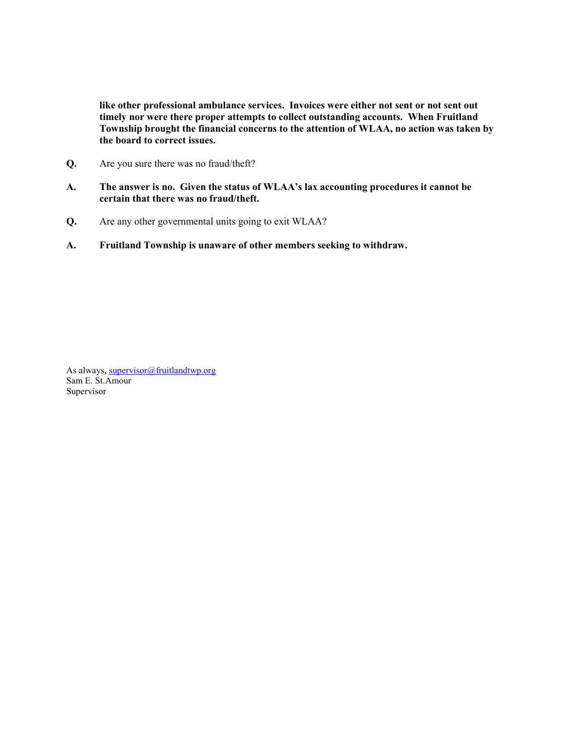**like other professional ambulance services. Invoices were either not sent or not sent out timely nor were there proper attempts to collect outstanding accounts. When Fruitland Township brought the financial concerns to the attention of WLAA, no action was taken by the board to correct issues.**

**Q.** Are you sure there was no fraud/theft?

**A.** **The answer is no. Given the status of WLAA's lax accounting procedures it cannot be certain that there was no fraud/theft.**

**Q.** Are any other governmental units going to exit WLAA?

**A.** **Fruitland Township is unaware of other members seeking to withdraw.**

As always, supervisor@fruitlandtwp.org
Sam E. St.Amour
Supervisor